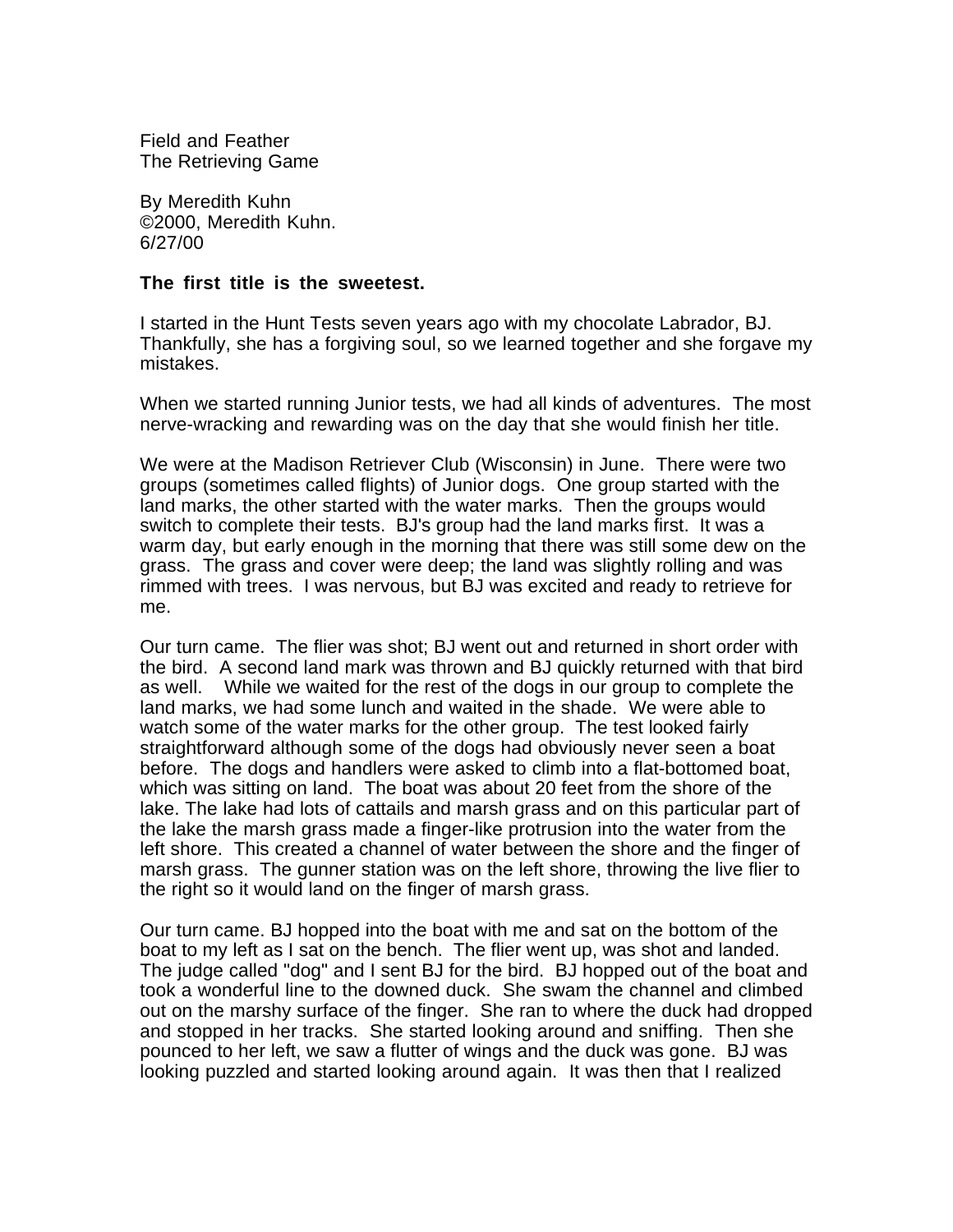Field and Feather
The Retrieving Game

By Meredith Kuhn
©2000, Meredith Kuhn.
6/27/00

**The first title is the sweetest.**

I started in the Hunt Tests seven years ago with my chocolate Labrador, BJ. Thankfully, she has a forgiving soul, so we learned together and she forgave my mistakes.

When we started running Junior tests, we had all kinds of adventures. The most nerve-wracking and rewarding was on the day that she would finish her title.

We were at the Madison Retriever Club (Wisconsin) in June. There were two groups (sometimes called flights) of Junior dogs. One group started with the land marks, the other started with the water marks. Then the groups would switch to complete their tests. BJ's group had the land marks first. It was a warm day, but early enough in the morning that there was still some dew on the grass. The grass and cover were deep; the land was slightly rolling and was rimmed with trees. I was nervous, but BJ was excited and ready to retrieve for me.

Our turn came. The flier was shot; BJ went out and returned in short order with the bird. A second land mark was thrown and BJ quickly returned with that bird as well. While we waited for the rest of the dogs in our group to complete the land marks, we had some lunch and waited in the shade. We were able to watch some of the water marks for the other group. The test looked fairly straightforward although some of the dogs had obviously never seen a boat before. The dogs and handlers were asked to climb into a flat-bottomed boat, which was sitting on land. The boat was about 20 feet from the shore of the lake. The lake had lots of cattails and marsh grass and on this particular part of the lake the marsh grass made a finger-like protrusion into the water from the left shore. This created a channel of water between the shore and the finger of marsh grass. The gunner station was on the left shore, throwing the live flier to the right so it would land on the finger of marsh grass.

Our turn came. BJ hopped into the boat with me and sat on the bottom of the boat to my left as I sat on the bench. The flier went up, was shot and landed. The judge called "dog" and I sent BJ for the bird. BJ hopped out of the boat and took a wonderful line to the downed duck. She swam the channel and climbed out on the marshy surface of the finger. She ran to where the duck had dropped and stopped in her tracks. She started looking around and sniffing. Then she pounced to her left, we saw a flutter of wings and the duck was gone. BJ was looking puzzled and started looking around again. It was then that I realized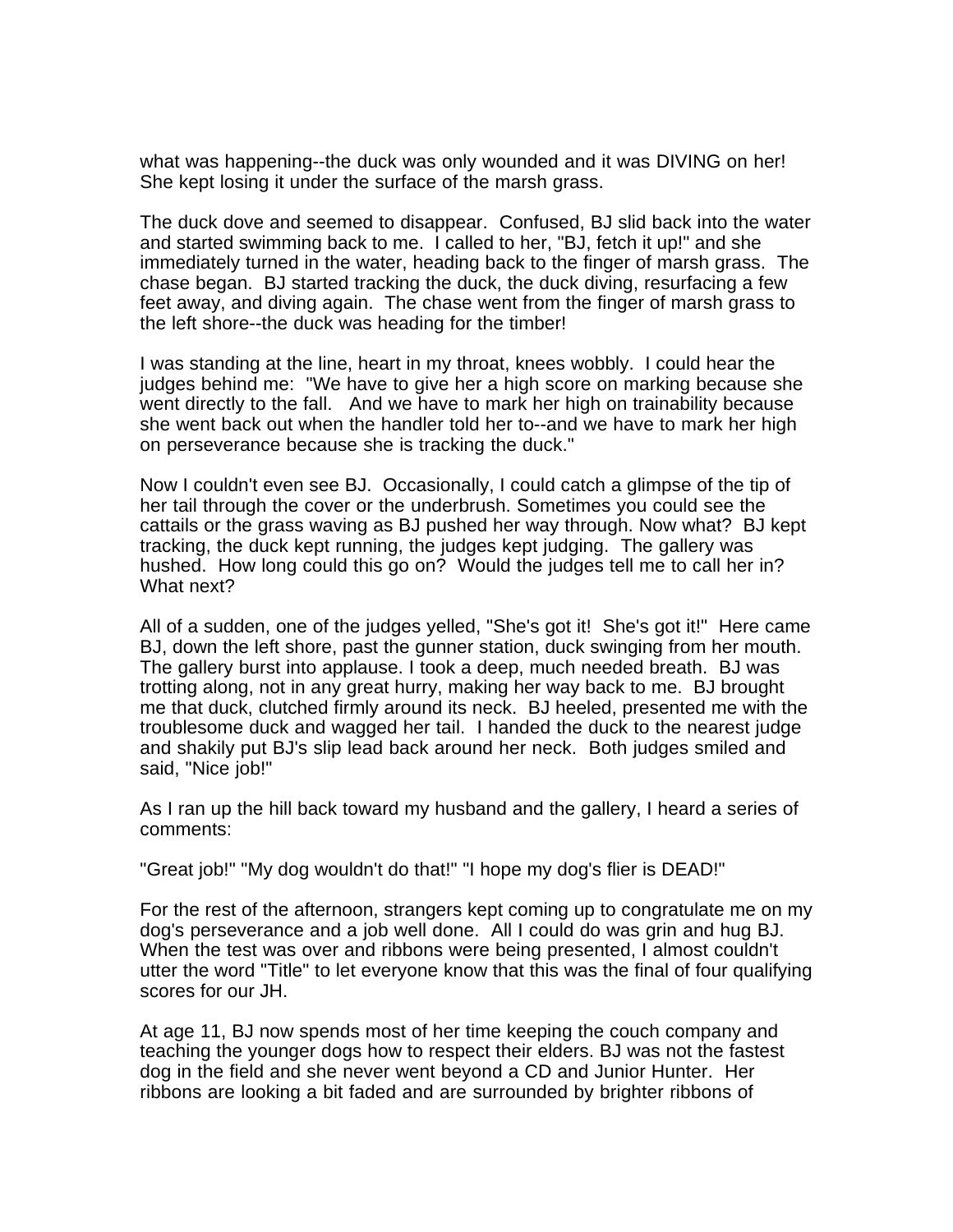what was happening--the duck was only wounded and it was DIVING on her! She kept losing it under the surface of the marsh grass.

The duck dove and seemed to disappear. Confused, BJ slid back into the water and started swimming back to me. I called to her, "BJ, fetch it up!" and she immediately turned in the water, heading back to the finger of marsh grass. The chase began. BJ started tracking the duck, the duck diving, resurfacing a few feet away, and diving again. The chase went from the finger of marsh grass to the left shore--the duck was heading for the timber!

I was standing at the line, heart in my throat, knees wobbly. I could hear the judges behind me: "We have to give her a high score on marking because she went directly to the fall. And we have to mark her high on trainability because she went back out when the handler told her to--and we have to mark her high on perseverance because she is tracking the duck."

Now I couldn't even see BJ. Occasionally, I could catch a glimpse of the tip of her tail through the cover or the underbrush. Sometimes you could see the cattails or the grass waving as BJ pushed her way through. Now what? BJ kept tracking, the duck kept running, the judges kept judging. The gallery was hushed. How long could this go on? Would the judges tell me to call her in? What next?

All of a sudden, one of the judges yelled, "She's got it! She's got it!" Here came BJ, down the left shore, past the gunner station, duck swinging from her mouth. The gallery burst into applause. I took a deep, much needed breath. BJ was trotting along, not in any great hurry, making her way back to me. BJ brought me that duck, clutched firmly around its neck. BJ heeled, presented me with the troublesome duck and wagged her tail. I handed the duck to the nearest judge and shakily put BJ's slip lead back around her neck. Both judges smiled and said, "Nice job!"

As I ran up the hill back toward my husband and the gallery, I heard a series of comments:

"Great job!" "My dog wouldn't do that!" "I hope my dog's flier is DEAD!"

For the rest of the afternoon, strangers kept coming up to congratulate me on my dog's perseverance and a job well done. All I could do was grin and hug BJ. When the test was over and ribbons were being presented, I almost couldn't utter the word "Title" to let everyone know that this was the final of four qualifying scores for our JH.

At age 11, BJ now spends most of her time keeping the couch company and teaching the younger dogs how to respect their elders. BJ was not the fastest dog in the field and she never went beyond a CD and Junior Hunter. Her ribbons are looking a bit faded and are surrounded by brighter ribbons of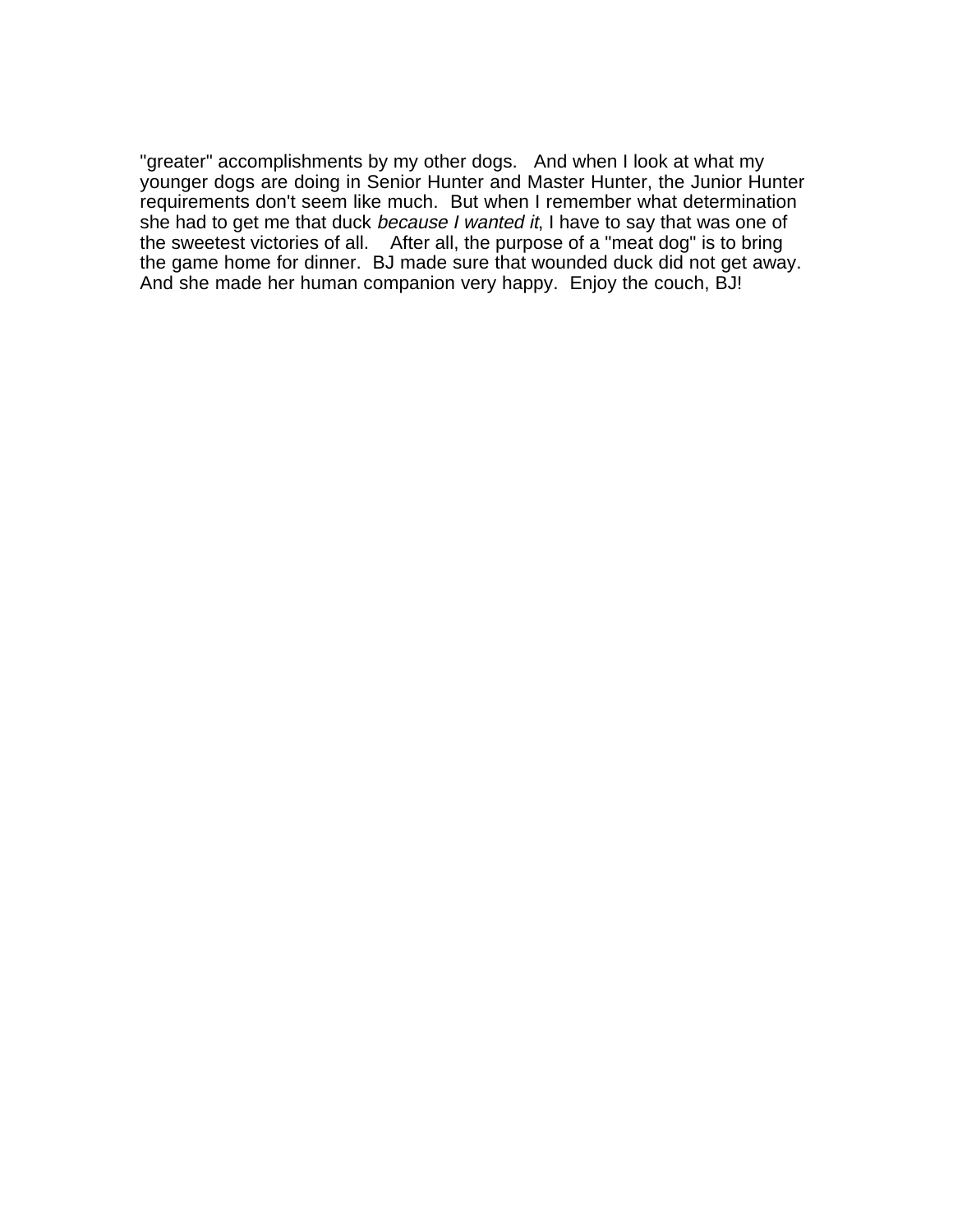"greater" accomplishments by my other dogs. And when I look at what my younger dogs are doing in Senior Hunter and Master Hunter, the Junior Hunter requirements don't seem like much. But when I remember what determination she had to get me that duck *because I wanted it*, I have to say that was one of the sweetest victories of all. After all, the purpose of a "meat dog" is to bring the game home for dinner. BJ made sure that wounded duck did not get away. And she made her human companion very happy. Enjoy the couch, BJ!